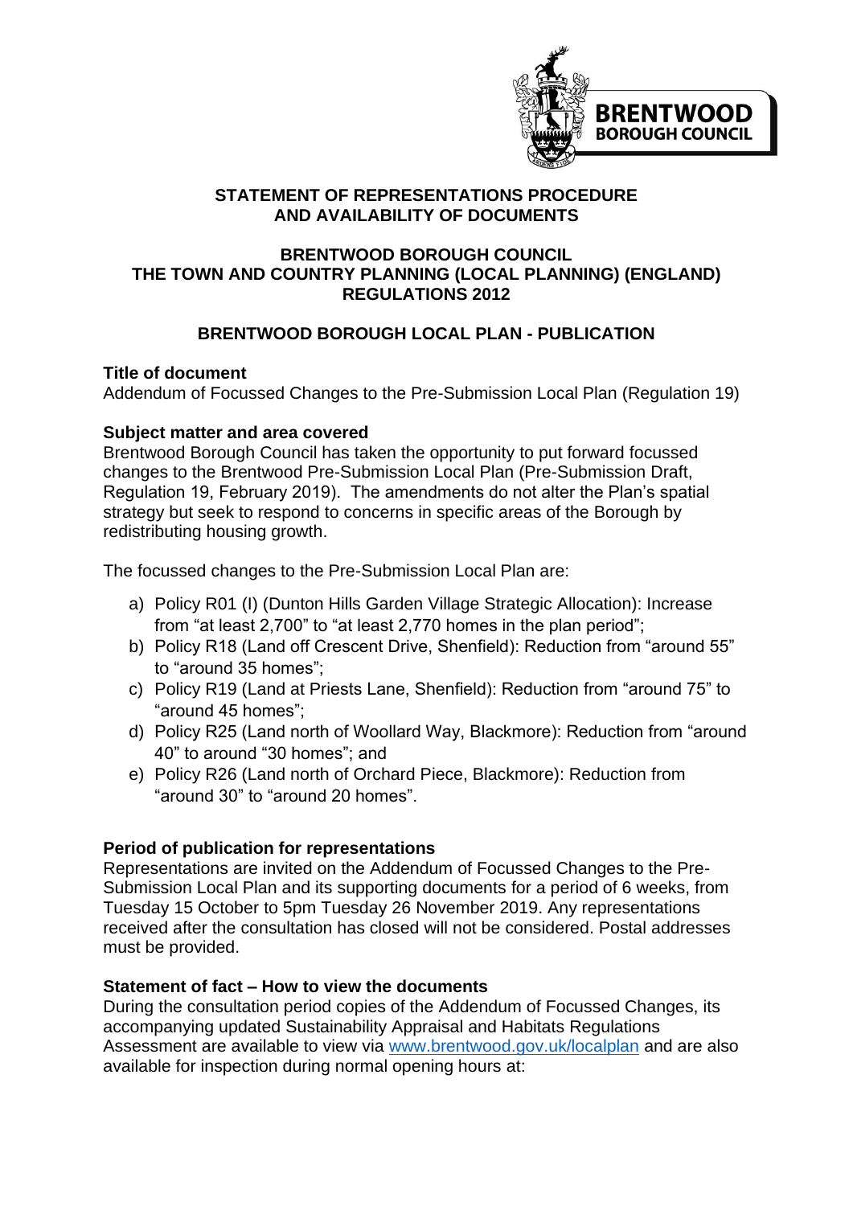BRENTWOOD BOROUGH COUNCIL

## STATEMENT OF REPRESENTATIONS PROCEDURE AND AVAILABILITY OF DOCUMENTS

## BRENTWOOD BOROUGH COUNCIL THE TOWN AND COUNTRY PLANNING (LOCAL PLANNING) (ENGLAND) REGULATIONS 2012

## BRENTWOOD BOROUGH LOCAL PLAN - PUBLICATION

**Title of document**

Addendum of Focussed Changes to the Pre-Submission Local Plan (Regulation 19)

**Subject matter and area covered**

Brentwood Borough Council has taken the opportunity to put forward focussed changes to the Brentwood Pre-Submission Local Plan (Pre-Submission Draft, Regulation 19, February 2019). The amendments do not alter the Plan's spatial strategy but seek to respond to concerns in specific areas of the Borough by redistributing housing growth.

The focussed changes to the Pre-Submission Local Plan are:

a) Policy R01 (I) (Dunton Hills Garden Village Strategic Allocation): Increase from "at least 2,700" to "at least 2,770 homes in the plan period";
b) Policy R18 (Land off Crescent Drive, Shenfield): Reduction from "around 55" to "around 35 homes";
c) Policy R19 (Land at Priests Lane, Shenfield): Reduction from "around 75" to "around 45 homes";
d) Policy R25 (Land north of Woollard Way, Blackmore): Reduction from "around 40" to around "30 homes"; and
e) Policy R26 (Land north of Orchard Piece, Blackmore): Reduction from "around 30" to "around 20 homes".

**Period of publication for representations**

Representations are invited on the Addendum of Focussed Changes to the Pre-Submission Local Plan and its supporting documents for a period of 6 weeks, from Tuesday 15 October to 5pm Tuesday 26 November 2019. Any representations received after the consultation has closed will not be considered. Postal addresses must be provided.

**Statement of fact – How to view the documents**

During the consultation period copies of the Addendum of Focussed Changes, its accompanying updated Sustainability Appraisal and Habitats Regulations Assessment are available to view via [www.brentwood.gov.uk/localplan](http://www.brentwood.gov.uk/localplan) and are also available for inspection during normal opening hours at: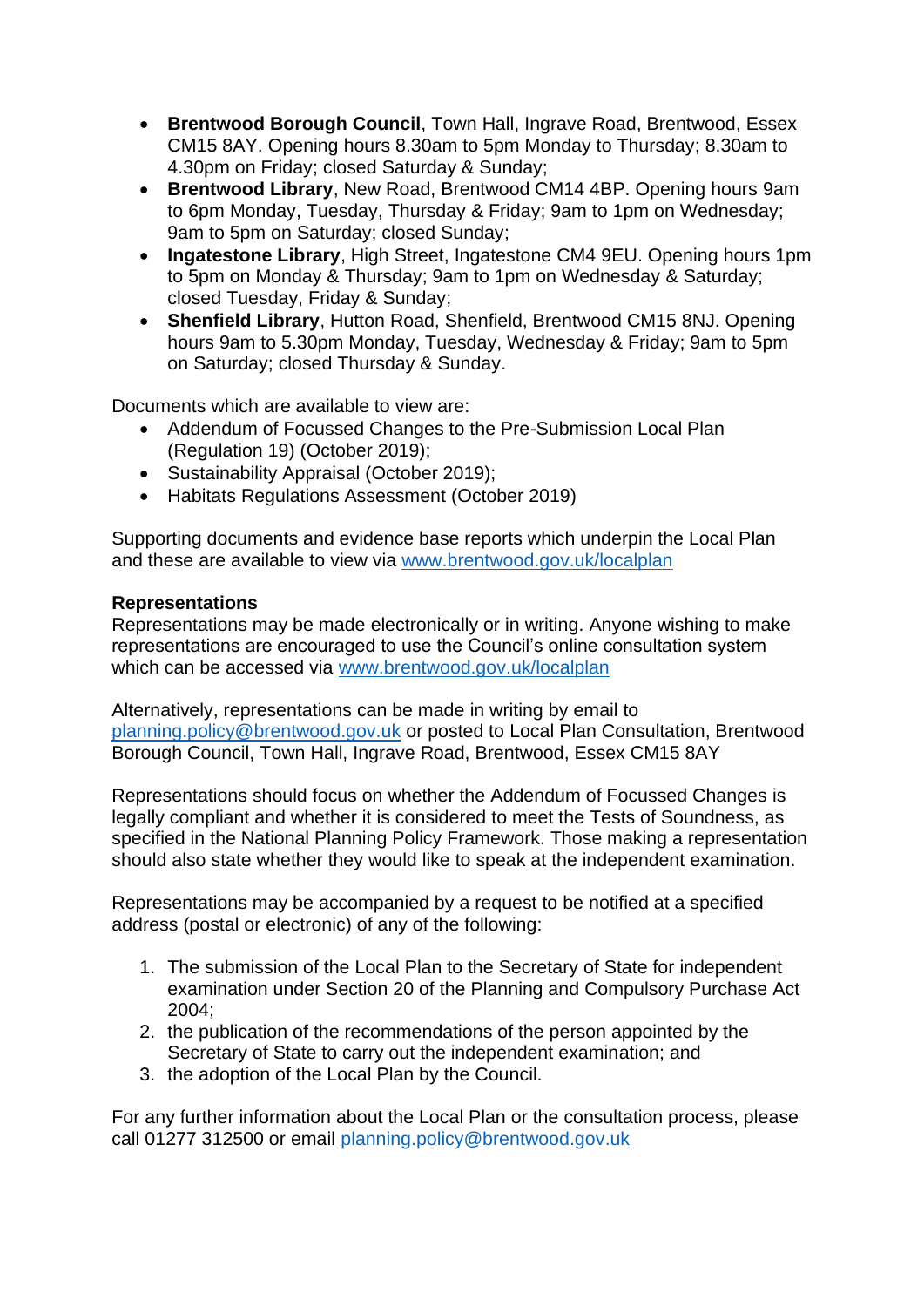- **Brentwood Borough Council**, Town Hall, Ingrave Road, Brentwood, Essex CM15 8AY. Opening hours 8.30am to 5pm Monday to Thursday; 8.30am to 4.30pm on Friday; closed Saturday & Sunday;
- **Brentwood Library**, New Road, Brentwood CM14 4BP. Opening hours 9am to 6pm Monday, Tuesday, Thursday & Friday; 9am to 1pm on Wednesday; 9am to 5pm on Saturday; closed Sunday;
- **Ingatestone Library**, High Street, Ingatestone CM4 9EU. Opening hours 1pm to 5pm on Monday & Thursday; 9am to 1pm on Wednesday & Saturday; closed Tuesday, Friday & Sunday;
- **Shenfield Library**, Hutton Road, Shenfield, Brentwood CM15 8NJ. Opening hours 9am to 5.30pm Monday, Tuesday, Wednesday & Friday; 9am to 5pm on Saturday; closed Thursday & Sunday.

Documents which are available to view are:

- Addendum of Focussed Changes to the Pre-Submission Local Plan (Regulation 19) (October 2019);
- Sustainability Appraisal (October 2019);
- Habitats Regulations Assessment (October 2019)

Supporting documents and evidence base reports which underpin the Local Plan and these are available to view via www.brentwood.gov.uk/localplan

**Representations**

Representations may be made electronically or in writing. Anyone wishing to make representations are encouraged to use the Council's online consultation system which can be accessed via www.brentwood.gov.uk/localplan

Alternatively, representations can be made in writing by email to planning.policy@brentwood.gov.uk or posted to Local Plan Consultation, Brentwood Borough Council, Town Hall, Ingrave Road, Brentwood, Essex CM15 8AY

Representations should focus on whether the Addendum of Focussed Changes is legally compliant and whether it is considered to meet the Tests of Soundness, as specified in the National Planning Policy Framework. Those making a representation should also state whether they would like to speak at the independent examination.

Representations may be accompanied by a request to be notified at a specified address (postal or electronic) of any of the following:

1. The submission of the Local Plan to the Secretary of State for independent examination under Section 20 of the Planning and Compulsory Purchase Act 2004;
2. the publication of the recommendations of the person appointed by the Secretary of State to carry out the independent examination; and
3. the adoption of the Local Plan by the Council.

For any further information about the Local Plan or the consultation process, please call 01277 312500 or email planning.policy@brentwood.gov.uk